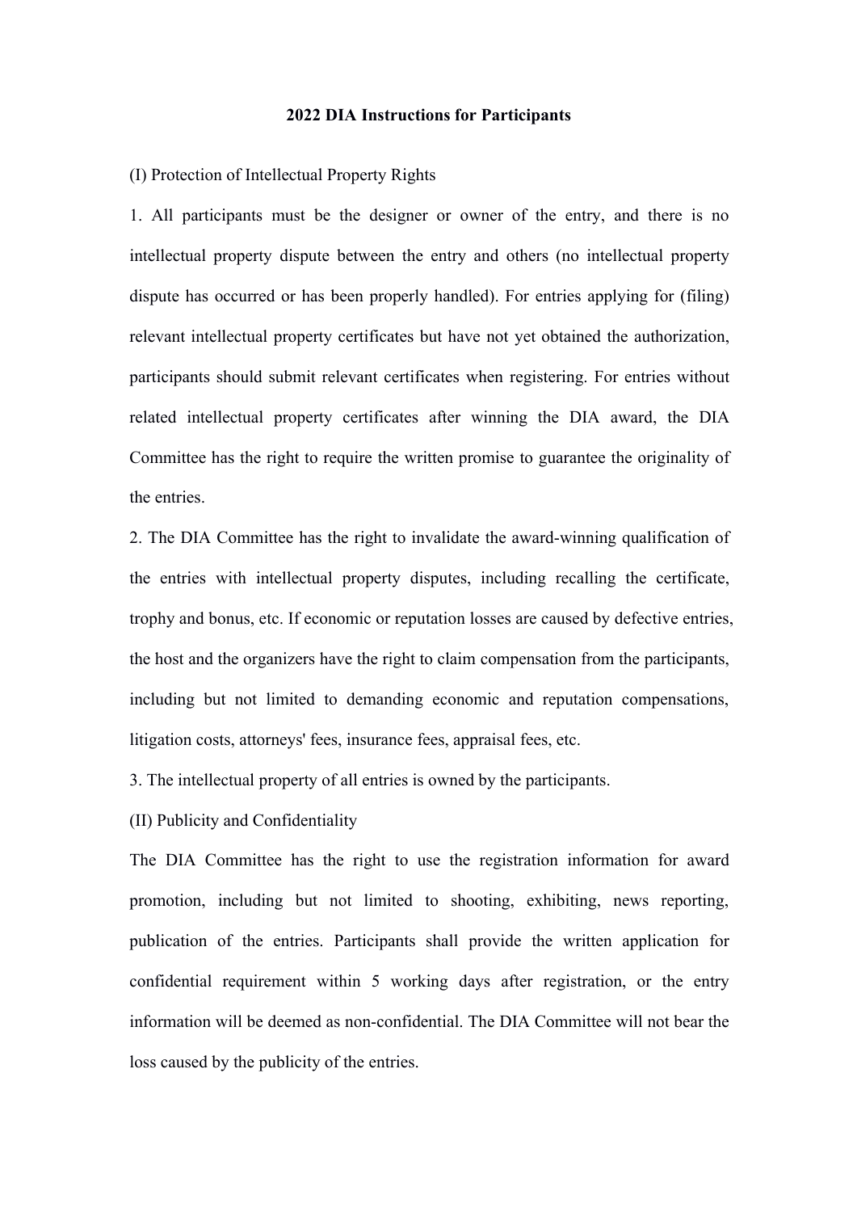# 2022 DIA Instructions for Participants

## (I) Protection of Intellectual Property Rights

1. All participants must be the designer or owner of the entry, and there is no intellectual property dispute between the entry and others (no intellectual property dispute has occurred or has been properly handled). For entries applying for (filing) relevant intellectual property certificates but have not yet obtained the authorization, participants should submit relevant certificates when registering. For entries without related intellectual property certificates after winning the DIA award, the DIA Committee has the right to require the written promise to guarantee the originality of the entries.

2. The DIA Committee has the right to invalidate the award-winning qualification of the entries with intellectual property disputes, including recalling the certificate, trophy and bonus, etc. If economic or reputation losses are caused by defective entries, the host and the organizers have the right to claim compensation from the participants, including but not limited to demanding economic and reputation compensations, litigation costs, attorneys' fees, insurance fees, appraisal fees, etc.

3. The intellectual property of all entries is owned by the participants.

## (II) Publicity and Confidentiality

The DIA Committee has the right to use the registration information for award promotion, including but not limited to shooting, exhibiting, news reporting, publication of the entries. Participants shall provide the written application for confidential requirement within 5 working days after registration, or the entry information will be deemed as non-confidential. The DIA Committee will not bear the loss caused by the publicity of the entries.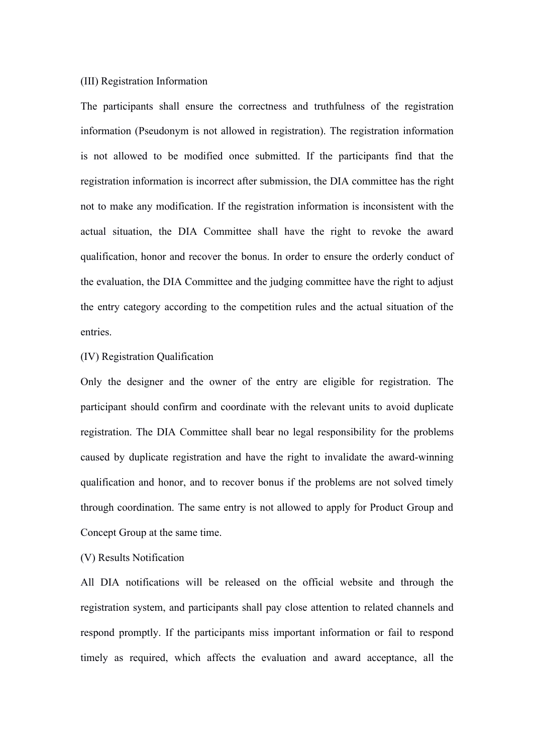(III) Registration Information

The participants shall ensure the correctness and truthfulness of the registration information (Pseudonym is not allowed in registration). The registration information is not allowed to be modified once submitted. If the participants find that the registration information is incorrect after submission, the DIA committee has the right not to make any modification. If the registration information is inconsistent with the actual situation, the DIA Committee shall have the right to revoke the award qualification, honor and recover the bonus. In order to ensure the orderly conduct of the evaluation, the DIA Committee and the judging committee have the right to adjust the entry category according to the competition rules and the actual situation of the entries.

(IV) Registration Qualification

Only the designer and the owner of the entry are eligible for registration. The participant should confirm and coordinate with the relevant units to avoid duplicate registration. The DIA Committee shall bear no legal responsibility for the problems caused by duplicate registration and have the right to invalidate the award-winning qualification and honor, and to recover bonus if the problems are not solved timely through coordination. The same entry is not allowed to apply for Product Group and Concept Group at the same time.

(V) Results Notification

All DIA notifications will be released on the official website and through the registration system, and participants shall pay close attention to related channels and respond promptly. If the participants miss important information or fail to respond timely as required, which affects the evaluation and award acceptance, all the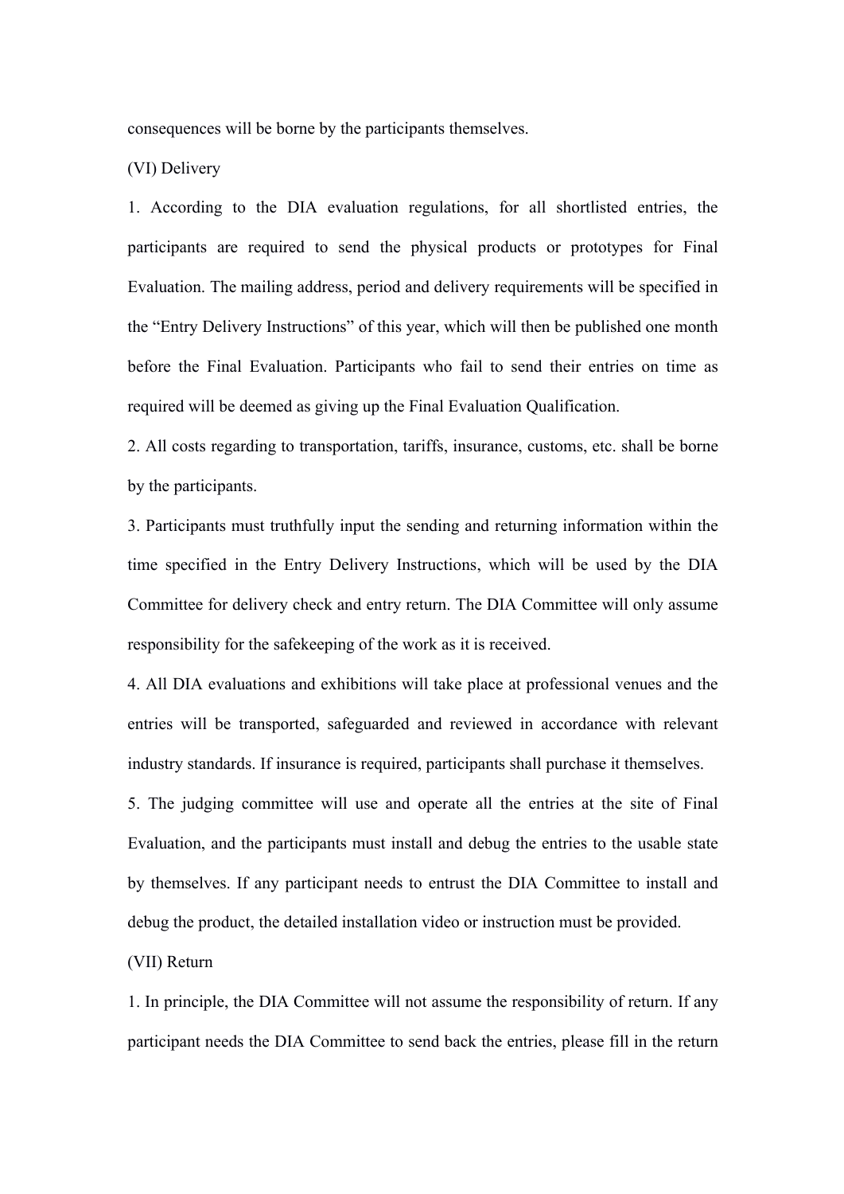consequences will be borne by the participants themselves.

(VI) Delivery

1. According to the DIA evaluation regulations, for all shortlisted entries, the participants are required to send the physical products or prototypes for Final Evaluation. The mailing address, period and delivery requirements will be specified in the "Entry Delivery Instructions" of this year, which will then be published one month before the Final Evaluation. Participants who fail to send their entries on time as required will be deemed as giving up the Final Evaluation Qualification.

2. All costs regarding to transportation, tariffs, insurance, customs, etc. shall be borne by the participants.

3. Participants must truthfully input the sending and returning information within the time specified in the Entry Delivery Instructions, which will be used by the DIA Committee for delivery check and entry return. The DIA Committee will only assume responsibility for the safekeeping of the work as it is received.

4. All DIA evaluations and exhibitions will take place at professional venues and the entries will be transported, safeguarded and reviewed in accordance with relevant industry standards. If insurance is required, participants shall purchase it themselves.

5. The judging committee will use and operate all the entries at the site of Final Evaluation, and the participants must install and debug the entries to the usable state by themselves. If any participant needs to entrust the DIA Committee to install and debug the product, the detailed installation video or instruction must be provided.

(VII) Return

1. In principle, the DIA Committee will not assume the responsibility of return. If any participant needs the DIA Committee to send back the entries, please fill in the return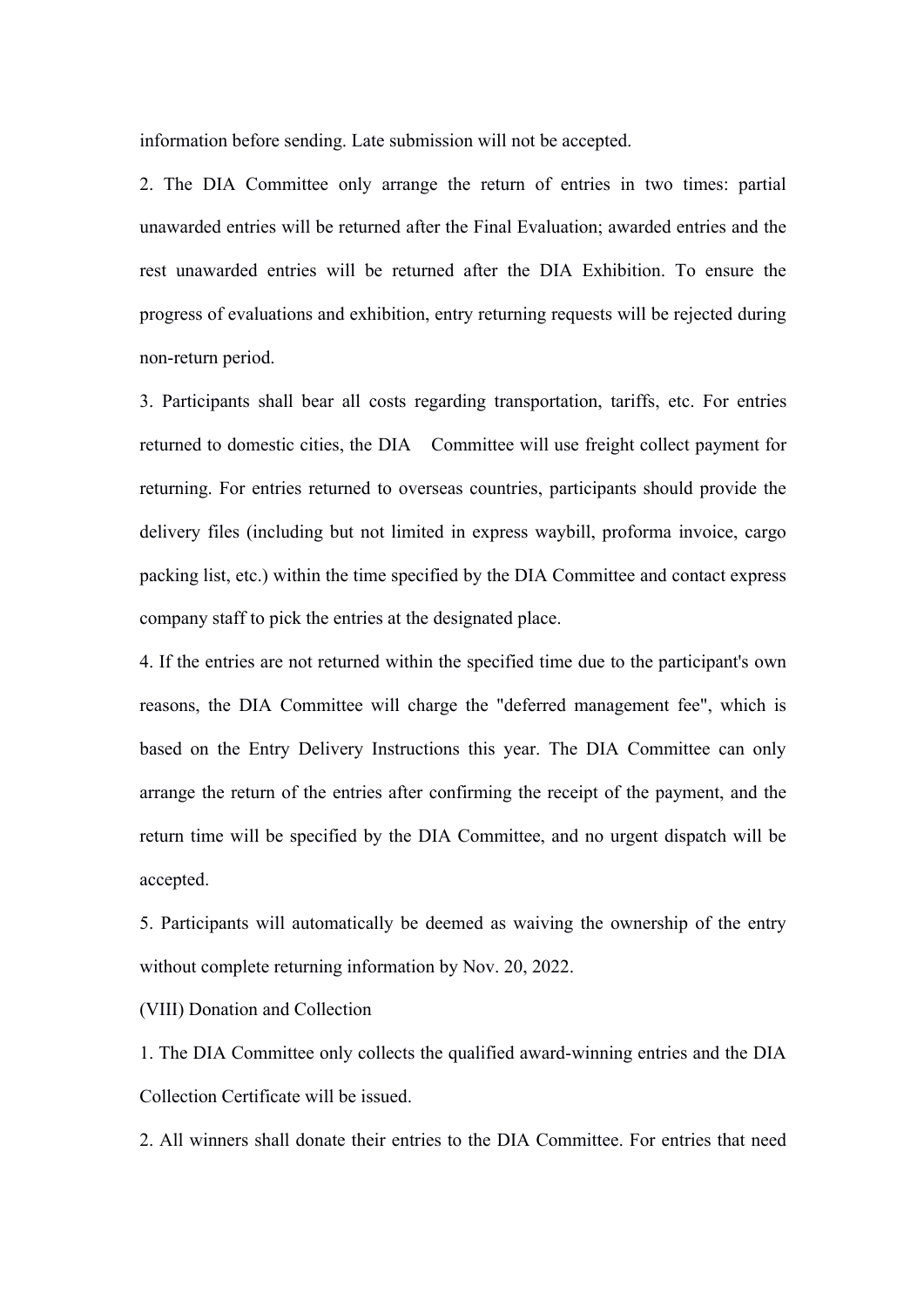information before sending. Late submission will not be accepted.

2. The DIA Committee only arrange the return of entries in two times: partial unawarded entries will be returned after the Final Evaluation; awarded entries and the rest unawarded entries will be returned after the DIA Exhibition. To ensure the progress of evaluations and exhibition, entry returning requests will be rejected during non-return period.

3. Participants shall bear all costs regarding transportation, tariffs, etc. For entries returned to domestic cities, the DIA Committee will use freight collect payment for returning. For entries returned to overseas countries, participants should provide the delivery files (including but not limited in express waybill, proforma invoice, cargo packing list, etc.) within the time specified by the DIA Committee and contact express company staff to pick the entries at the designated place.

4. If the entries are not returned within the specified time due to the participant's own reasons, the DIA Committee will charge the "deferred management fee", which is based on the Entry Delivery Instructions this year. The DIA Committee can only arrange the return of the entries after confirming the receipt of the payment, and the return time will be specified by the DIA Committee, and no urgent dispatch will be accepted.

5. Participants will automatically be deemed as waiving the ownership of the entry without complete returning information by Nov. 20, 2022.

(VIII) Donation and Collection

1. The DIA Committee only collects the qualified award-winning entries and the DIA Collection Certificate will be issued.

2. All winners shall donate their entries to the DIA Committee. For entries that need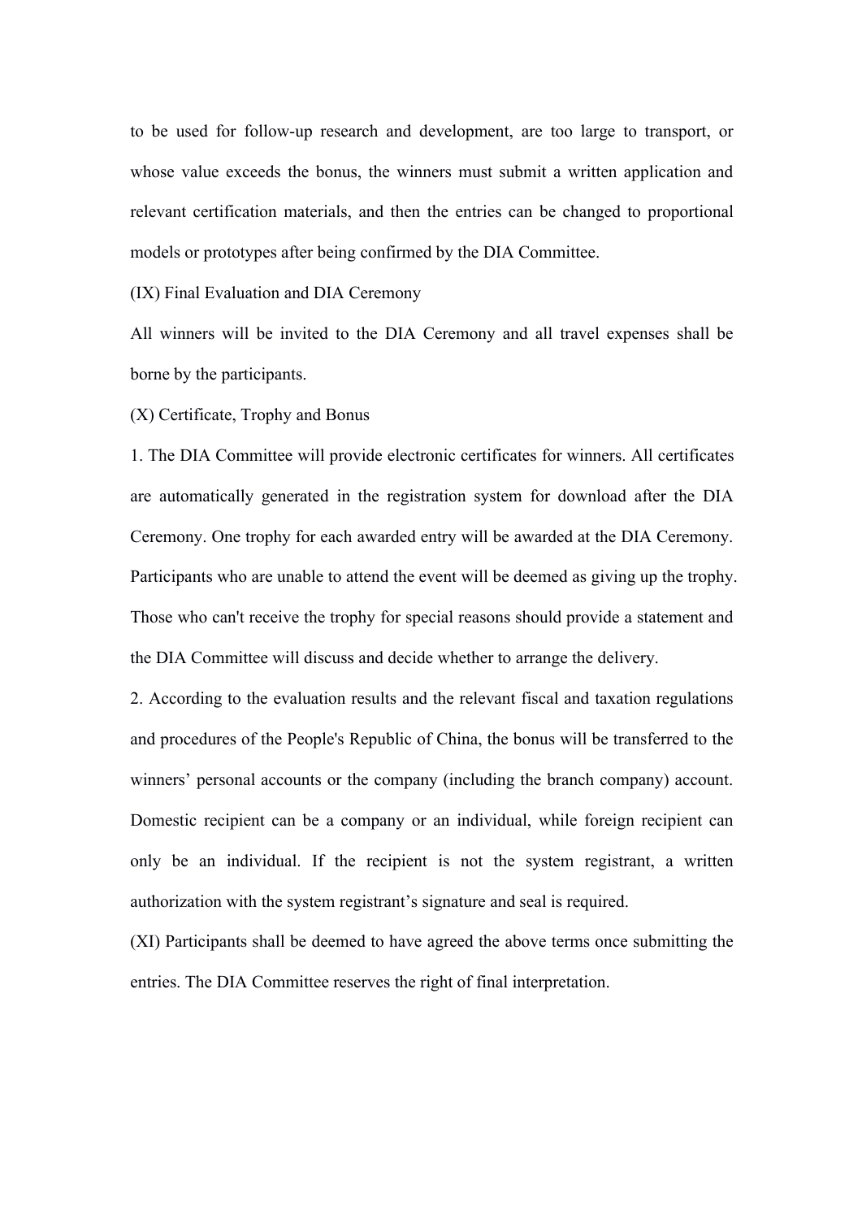to be used for follow-up research and development, are too large to transport, or whose value exceeds the bonus, the winners must submit a written application and relevant certification materials, and then the entries can be changed to proportional models or prototypes after being confirmed by the DIA Committee.

(IX) Final Evaluation and DIA Ceremony

All winners will be invited to the DIA Ceremony and all travel expenses shall be borne by the participants.

(X) Certificate, Trophy and Bonus

1. The DIA Committee will provide electronic certificates for winners. All certificates are automatically generated in the registration system for download after the DIA Ceremony. One trophy for each awarded entry will be awarded at the DIA Ceremony. Participants who are unable to attend the event will be deemed as giving up the trophy. Those who can't receive the trophy for special reasons should provide a statement and the DIA Committee will discuss and decide whether to arrange the delivery.

2. According to the evaluation results and the relevant fiscal and taxation regulations and procedures of the People's Republic of China, the bonus will be transferred to the winners' personal accounts or the company (including the branch company) account. Domestic recipient can be a company or an individual, while foreign recipient can only be an individual. If the recipient is not the system registrant, a written authorization with the system registrant's signature and seal is required.

(XI) Participants shall be deemed to have agreed the above terms once submitting the entries. The DIA Committee reserves the right of final interpretation.